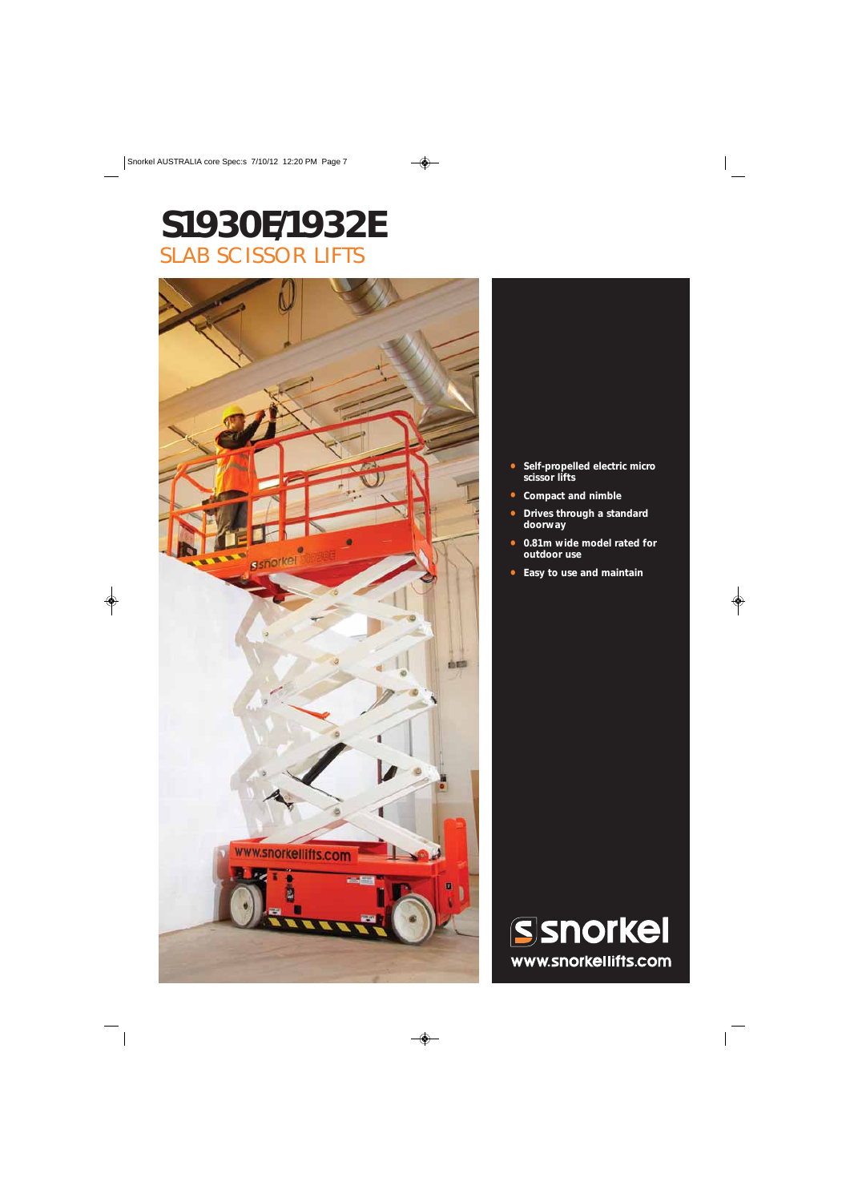# S1930E/1932E

## SLAB SCISSOR LIFTS

- Self-propelled electric micro scissor lifts
- Compact and nimble
- Drives through a standard doorway
- 0.81m wide model rated for outdoor use
- Easy to use and maintain

snorkel

www.snorkellifts.com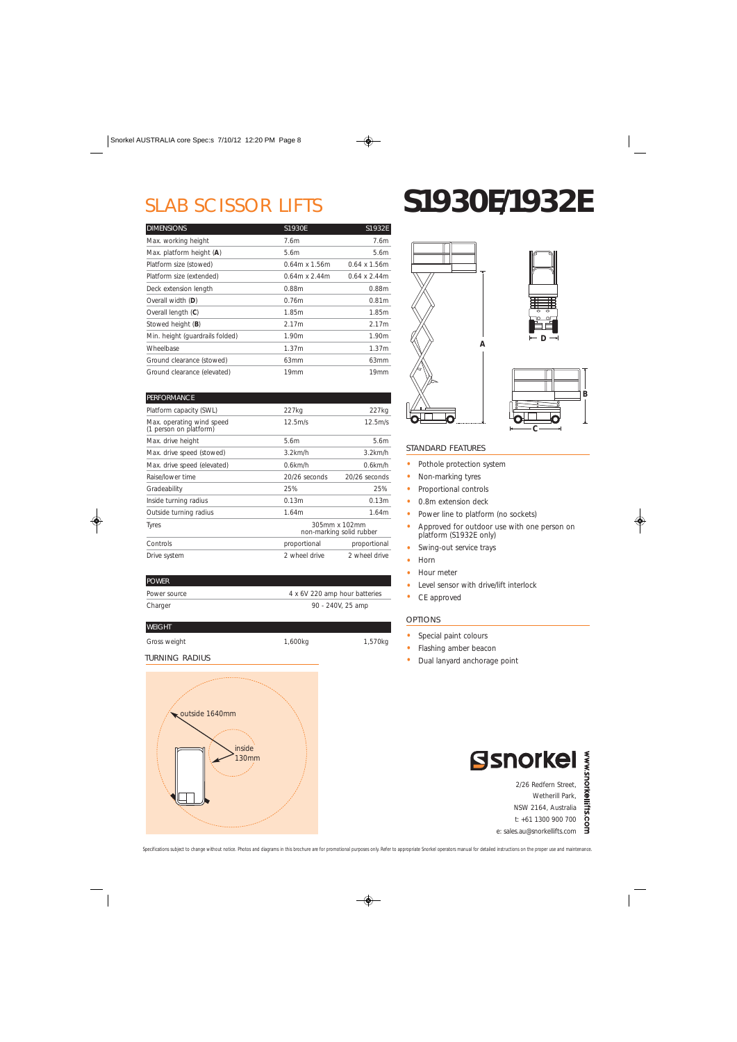# SLAB SCISSOR LIFTS

# S1930E/1932E

| DIMENSIONS | S1930E | S1932E |
| --- | --- | --- |
| Max. working height | 7.6m | 7.6m |
| Max. platform height (**A**) | 5.6m | 5.6m |
| Platform size (stowed) | 0.64m x 1.56m | 0.64 x 1.56m |
| Platform size (extended) | 0.64m x 2.44m | 0.64 x 2.44m |
| Deck extension length | 0.88m | 0.88m |
| Overall width (**D**) | 0.76m | 0.81m |
| Overall length (**C**) | 1.85m | 1.85m |
| Stowed height (**B**) | 2.17m | 2.17m |
| Min. height (guardrails folded) | 1.90m | 1.90m |
| Wheelbase | 1.37m | 1.37m |
| Ground clearance (stowed) | 63mm | 63mm |
| Ground clearance (elevated) | 19mm | 19mm |

| PERFORMANCE | | |
| --- | --- | --- |
| Platform capacity (SWL) | 227kg | 227kg |
| Max. operating wind speed (1 person on platform) | 12.5m/s | 12.5m/s |
| Max. drive height | 5.6m | 5.6m |
| Max. drive speed (stowed) | 3.2km/h | 3.2km/h |
| Max. drive speed (elevated) | 0.6km/h | 0.6km/h |
| Raise/lower time | 20/26 seconds | 20/26 seconds |
| Gradeability | 25% | 25% |
| Inside turning radius | 0.13m | 0.13m |
| Outside turning radius | 1.64m | 1.64m |
| Tyres | 305mm x 102mm non-marking solid rubber | |
| Controls | proportional | proportional |
| Drive system | 2 wheel drive | 2 wheel drive |

| POWER | |
| --- | --- |
| Power source | 4 x 6V 220 amp hour batteries |
| Charger | 90 - 240V, 25 amp |

| WEIGHT | | |
| --- | --- | --- |
| Gross weight | 1,600kg | 1,570kg |

## TURNING RADIUS

outside 1640mm

inside 130mm

A

D

B

C

## STANDARD FEATURES

- Pothole protection system
- Non-marking tyres
- Proportional controls
- 0.8m extension deck
- Power line to platform (no sockets)
- Approved for outdoor use with one person on platform (S1932E only)
- Swing-out service trays
- Horn
- Hour meter
- Level sensor with drive/lift interlock
- CE approved

## OPTIONS

- Special paint colours
- Flashing amber beacon
- Dual lanyard anchorage point

snorkel

www.snorkellifts.com

2/26 Redfern Street,
Wetherill Park,
NSW 2164, Australia
t: +61 1300 900 700
e: sales.au@snorkellifts.com

Specifications subject to change without notice. Photos and diagrams in this brochure are for promotional purposes only. Refer to appropriate Snorkel operators manual for detailed instructions on the proper use and maintenance.